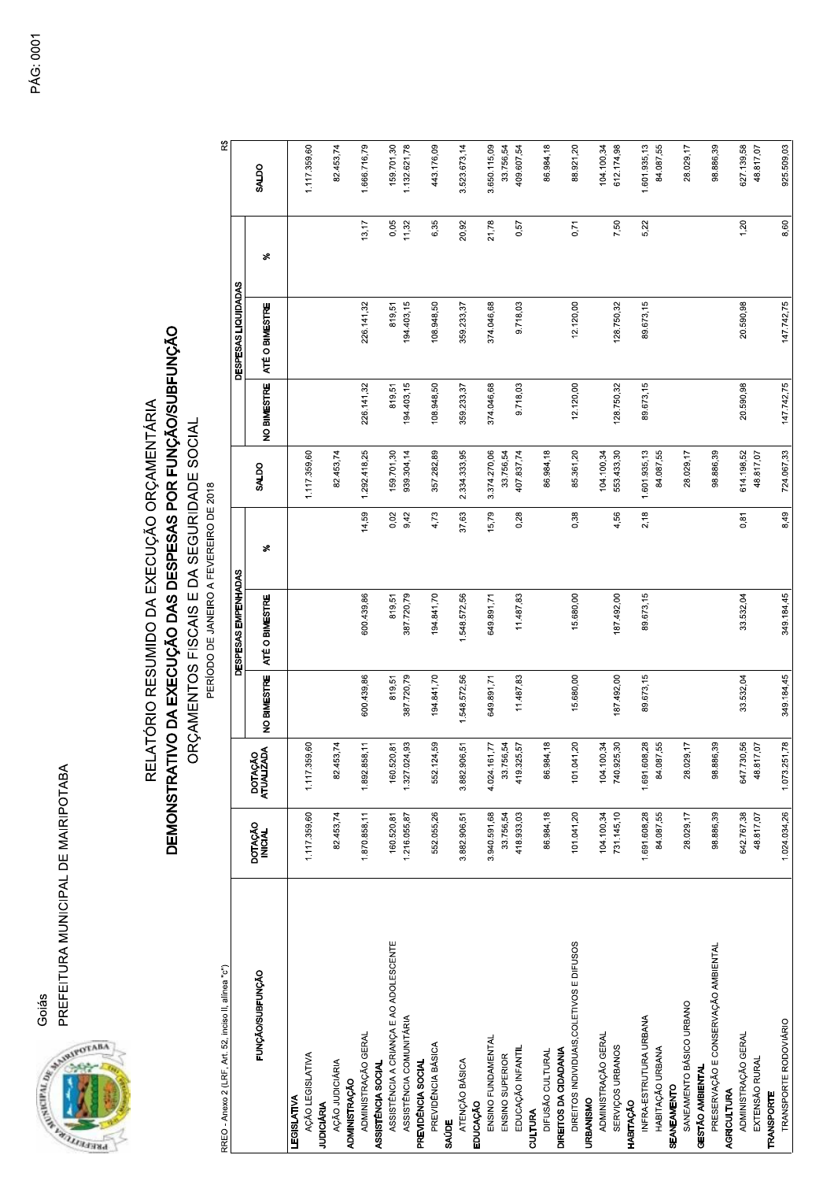Goiás

PREFEITURA MUNICIPAL DE MAIRIPOTABA

# RELATÓRIO RESUMIDO DA EXECUÇÃO ORÇAMENTÁRIA
## DEMONSTRATIVO DA EXECUÇÃO DAS DESPESAS POR FUNÇÃO/SUBFUNÇÃO
### ORÇAMENTOS FISCAIS E DA SEGURIDADE SOCIAL

PERÍODO DE JANEIRO A FEVEREIRO DE 2018

RREO - Anexo 2 (LRF, Art. 52, inciso II, alínea "c") R$

| FUNÇÃO/SUBFUNÇÃO | DOTAÇÃO INICIAL | DOTAÇÃO ATUALIZADA | DESPESAS EMPENHADAS | | | | DESPESAS LIQUIDADAS | | | |
|---|---|---|---|---|---|---|---|---|---|---|
| | | | NO BIMESTRE | ATÉ O BIMESTRE | % | SALDO | NO BIMESTRE | ATÉ O BIMESTRE | % | SALDO |
| **LEGISLATIVA** | | | | | | | | | | |
| AÇÃO LEGISLATIVA | 1.117.359,60 | 1.117.359,60 | | | | 1.117.359,60 | | | | 1.117.359,60 |
| **JUDICIÁRIA** | | | | | | | | | | |
| AÇÃO JUDICIÁRIA | 82.453,74 | 82.453,74 | | | | 82.453,74 | | | | 82.453,74 |
| **ADMINISTRAÇÃO** | | | | | | | | | | |
| ADMINISTRAÇÃO GERAL | 1.870.858,11 | 1.892.858,11 | 600.439,86 | 600.439,86 | 14,59 | 1.292.418,25 | 226.141,32 | 226.141,32 | 13,17 | 1.666.716,79 |
| **ASSISTÊNCIA SOCIAL** | | | | | | | | | | |
| ASSISTÊNCIA A CRIANÇA E AO ADOLESCENTE | 160.520,81 | 160.520,81 | 819,51 | 819,51 | 0,02 | 159.701,30 | 819,51 | 819,51 | 0,05 | 159.701,30 |
| ASSISTÊNCIA COMUNITÁRIA | 1.216.055,87 | 1.327.024,93 | 387.720,79 | 387.720,79 | 9,42 | 939.304,14 | 194.403,15 | 194.403,15 | 11,32 | 1.132.621,78 |
| **PREVIDÊNCIA SOCIAL** | | | | | | | | | | |
| PREVIDÊNCIA BÁSICA | 552.055,26 | 552.124,59 | 194.841,70 | 194.841,70 | 4,73 | 357.282,89 | 108.948,50 | 108.948,50 | 6,35 | 443.176,09 |
| **SAÚDE** | | | | | | | | | | |
| ATENÇÃO BÁSICA | 3.882.906,51 | 3.882.906,51 | 1.548.572,56 | 1.548.572,56 | 37,63 | 2.334.333,95 | 359.233,37 | 359.233,37 | 20,92 | 3.523.673,14 |
| **EDUCAÇÃO** | | | | | | | | | | |
| ENSINO FUNDAMENTAL | 3.940.591,68 | 4.024.161,77 | 649.891,71 | 649.891,71 | 15,79 | 3.374.270,06 | 374.046,68 | 374.046,68 | 21,78 | 3.650.115,09 |
| ENSINO SUPERIOR | 33.756,54 | 33.756,54 | | | | 33.756,54 | | | | 33.756,54 |
| EDUCAÇÃO INFANTIL | 418.933,03 | 419.325,57 | 11.487,83 | 11.487,83 | 0,28 | 407.837,74 | 9.718,03 | 9.718,03 | 0,57 | 409.607,54 |
| **CULTURA** | | | | | | | | | | |
| DIFUSÃO CULTURAL | 86.984,18 | 86.984,18 | | | | 86.984,18 | | | | 86.984,18 |
| **DIREITOS DA CIDADANIA** | | | | | | | | | | |
| DIREITOS INDIVIDUAIS,COLETIVOS E DIFUSOS | 101.041,20 | 101.041,20 | 15.680,00 | 15.680,00 | 0,38 | 85.361,20 | 12.120,00 | 12.120,00 | 0,71 | 88.921,20 |
| **URBANISMO** | | | | | | | | | | |
| ADMINISTRAÇÃO GERAL | 104.100,34 | 104.100,34 | | | | 104.100,34 | | | | 104.100,34 |
| SERVIÇOS URBANOS | 731.145,10 | 740.925,30 | 187.492,00 | 187.492,00 | 4,56 | 553.433,30 | 128.750,32 | 128.750,32 | 7,50 | 612.174,98 |
| **HABITAÇÃO** | | | | | | | | | | |
| INFRA-ESTRUTURA URBANA | 1.691.608,28 | 1.691.608,28 | 89.673,15 | 89.673,15 | 2,18 | 1.601.935,13 | 89.673,15 | 89.673,15 | 5,22 | 1.601.935,13 |
| HABITAÇÃO URBANA | 84.087,55 | 84.087,55 | | | | 84.087,55 | | | | 84.087,55 |
| **SEANEAMENTO** | | | | | | | | | | |
| SANEAMENTO BÁSICO URBANO | 28.029,17 | 28.029,17 | | | | 28.029,17 | | | | 28.029,17 |
| **GESTÃO AMBIENTAL** | | | | | | | | | | |
| PRESERVAÇÃO E CONSERVAÇÃO AMBIENTAL | 98.886,39 | 98.886,39 | | | | 98.886,39 | | | | 98.886,39 |
| **AGRICULTURA** | | | | | | | | | | |
| ADMINISTRAÇÃO GERAL | 642.767,38 | 647.730,56 | 33.532,04 | 33.532,04 | 0,81 | 614.198,52 | 20.590,98 | 20.590,98 | 1,20 | 627.139,58 |
| EXTENSÃO RURAL | 48.817,07 | 48.817,07 | | | | 48.817,07 | | | | 48.817,07 |
| **TRANSPORTE** | | | | | | | | | | |
| TRANSPORTE RODOVIÁRIO | 1.024.034,26 | 1.073.251,78 | 349.184,45 | 349.184,45 | 8,49 | 724.067,33 | 147.742,75 | 147.742,75 | 8,60 | 925.509,03 |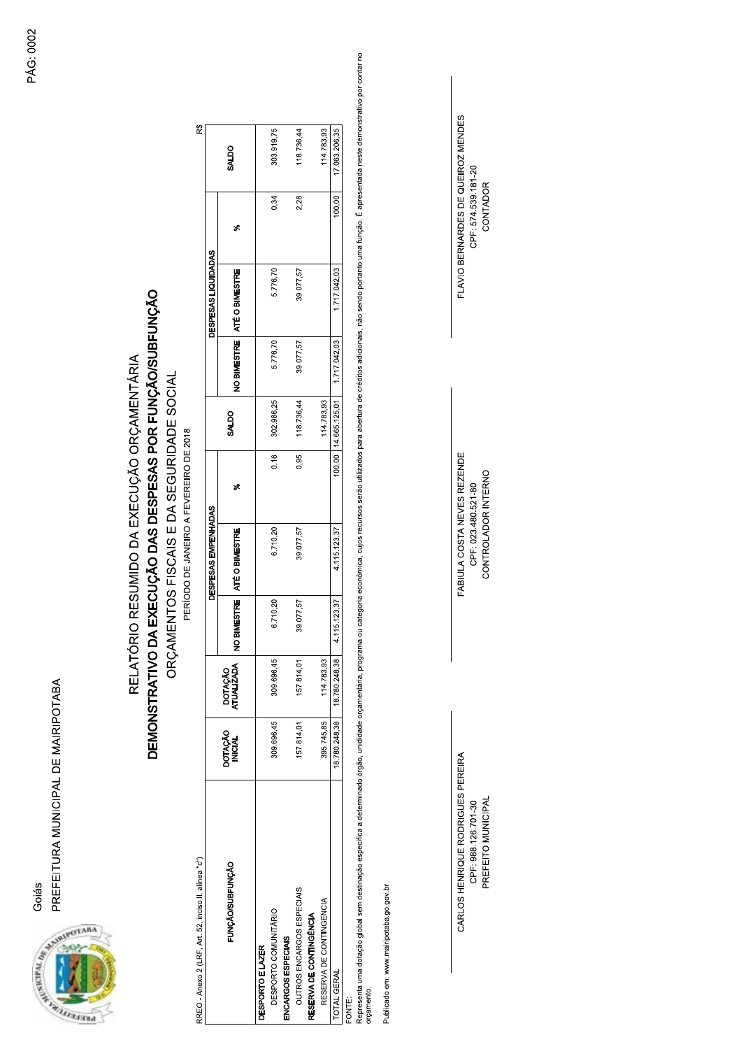Goiás

PREFEITURA MUNICIPAL DE MAIRIPOTABA

# RELATÓRIO RESUMIDO DA EXECUÇÃO ORÇAMENTÁRIA

## DEMONSTRATIVO DA EXECUÇÃO DAS DESPESAS POR FUNÇÃO/SUBFUNÇÃO

ORÇAMENTOS FISCAIS E DA SEGURIDADE SOCIAL

PERÍODO DE JANEIRO A FEVEREIRO DE 2018

RREO - Anexo 2 (LRF, Art. 52, inciso II, alínea "c") R$

| FUNÇÃO/SUBFUNÇÃO | DOTAÇÃO INICIAL | DOTAÇÃO ATUALIZADA | DESPESAS EMPENHADAS | | | | DESPESAS LIQUIDADAS | | | |
|---|---|---|---|---|---|---|---|---|---|---|
| | | | NO BIMESTRE | ATÉ O BIMESTRE | % | SALDO | NO BIMESTRE | ATÉ O BIMESTRE | % | SALDO |
| **DESPORTO E LAZER** | | | | | | | | | | |
| DESPORTO COMUNITÁRIO | 309.696,45 | 309.696,45 | 6.710,20 | 6.710,20 | 0,16 | 302.986,25 | 5.776,70 | 5.776,70 | 0,34 | 303.919,75 |
| **ENCARGOS ESPECIAIS** | | | | | | | | | | |
| OUTROS ENCARGOS ESPECIAIS | 157.814,01 | 157.814,01 | 39.077,57 | 39.077,57 | 0,95 | 118.736,44 | 39.077,57 | 39.077,57 | 2,28 | 118.736,44 |
| **RESERVA DE CONTINGÊNCIA** | | | | | | | | | | |
| RESERVA DE CONTINGENCIA | 395.745,85 | 114.783,93 | | | | 114.783,93 | | | | 114.783,93 |
| TOTAL GERAL | 18.780.248,38 | 18.780.248,38 | 4.115.123,37 | 4.115.123,37 | 100,00 | 14.665.125,01 | 1.717.042,03 | 1.717.042,03 | 100,00 | 17.063.206,35 |

FONTE:

Representa uma dotação global sem destinação específica a determinado órgão, unididade orçamentária, programa ou categoria econômica, cujos recursos serão utilizados para abertura de créditos adicionais, não sendo portanto uma função. É apresentada neste demonstrativo por contar no orçamento.

Publicado em: www.mairipotaba.go.gov.br

CARLOS HENRIQUE RODRIGUES PEREIRA
CPF: 988.126.701-30
PREFEITO MUNICIPAL

FABIULA COSTA NEVES REZENDE
CPF: 023.480.521-80
CONTROLADOR INTERNO

FLAVIO BERNARDES DE QUEIROZ MENDES
CPF: 574.539.181-20
CONTADOR